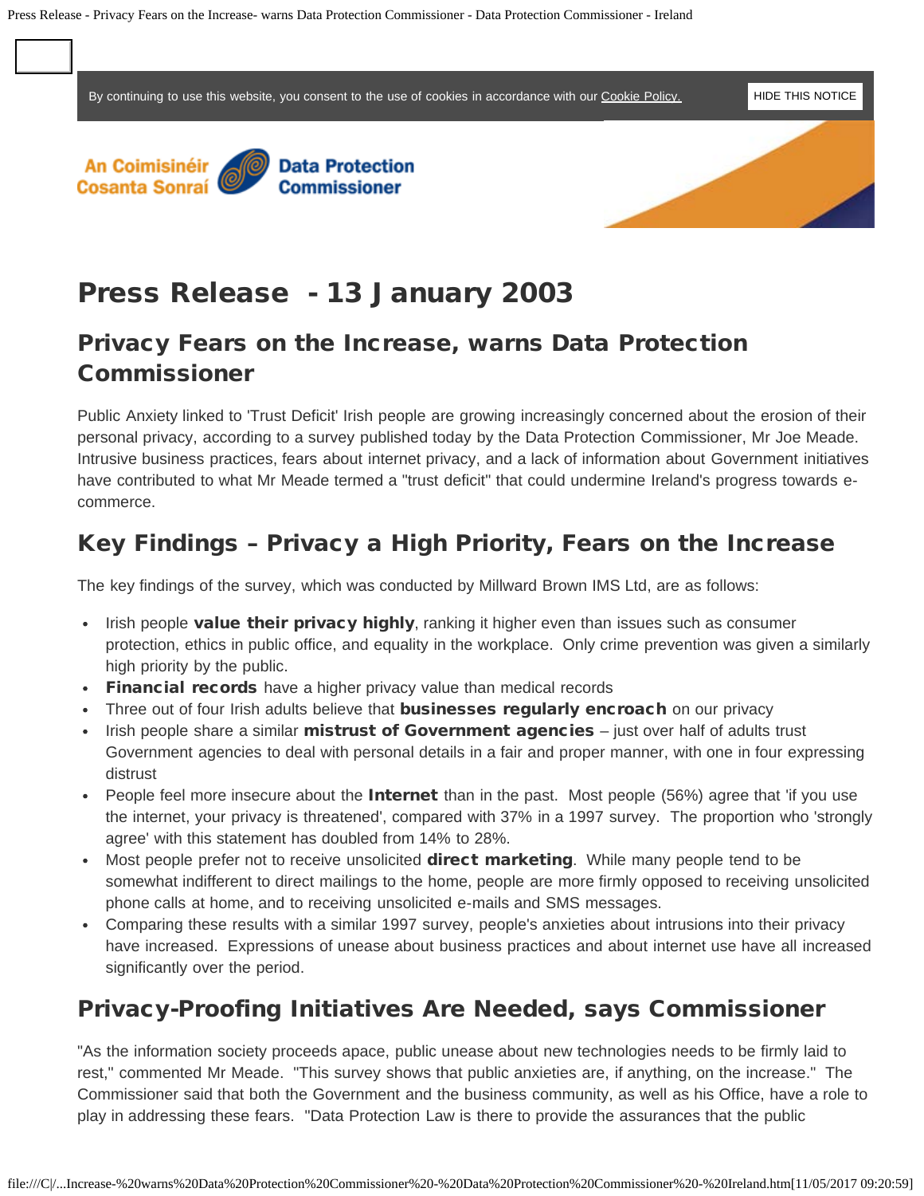# Press Release - 13 January 2003

## Privacy Fears on the Increase, warns Data Protection Commissioner

Public Anxiety linked to 'Trust Deficit' Irish people are growing increasingly concerned about the erosion of their personal privacy, according to a survey published today by the Data Protection Commissioner, Mr Joe Meade. Intrusive business practices, fears about internet privacy, and a lack of information about Government initiatives have contributed to what Mr Meade termed a "trust deficit" that could undermine Ireland's progress towards e-commerce.

## Key Findings – Privacy a High Priority, Fears on the Increase

The key findings of the survey, which was conducted by Millward Brown IMS Ltd, are as follows:

- Irish people **value their privacy highly**, ranking it higher even than issues such as consumer protection, ethics in public office, and equality in the workplace. Only crime prevention was given a similarly high priority by the public.
- **Financial records** have a higher privacy value than medical records
- Three out of four Irish adults believe that **businesses regularly encroach** on our privacy
- Irish people share a similar **mistrust of Government agencies** – just over half of adults trust Government agencies to deal with personal details in a fair and proper manner, with one in four expressing distrust
- People feel more insecure about the **Internet** than in the past. Most people (56%) agree that 'if you use the internet, your privacy is threatened', compared with 37% in a 1997 survey. The proportion who 'strongly agree' with this statement has doubled from 14% to 28%.
- Most people prefer not to receive unsolicited **direct marketing**. While many people tend to be somewhat indifferent to direct mailings to the home, people are more firmly opposed to receiving unsolicited phone calls at home, and to receiving unsolicited e-mails and SMS messages.
- Comparing these results with a similar 1997 survey, people's anxieties about intrusions into their privacy have increased. Expressions of unease about business practices and about internet use have all increased significantly over the period.

## Privacy-Proofing Initiatives Are Needed, says Commissioner

"As the information society proceeds apace, public unease about new technologies needs to be firmly laid to rest," commented Mr Meade. "This survey shows that public anxieties are, if anything, on the increase." The Commissioner said that both the Government and the business community, as well as his Office, have a role to play in addressing these fears. "Data Protection Law is there to provide the assurances that the public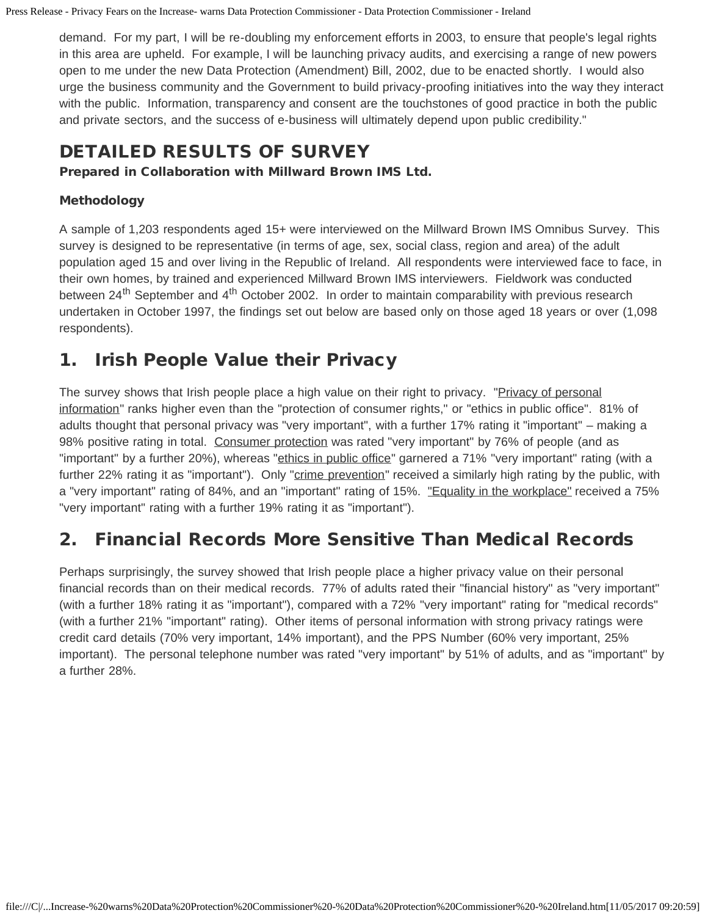demand. For my part, I will be re-doubling my enforcement efforts in 2003, to ensure that people's legal rights in this area are upheld. For example, I will be launching privacy audits, and exercising a range of new powers open to me under the new Data Protection (Amendment) Bill, 2002, due to be enacted shortly. I would also urge the business community and the Government to build privacy-proofing initiatives into the way they interact with the public. Information, transparency and consent are the touchstones of good practice in both the public and private sectors, and the success of e-business will ultimately depend upon public credibility."

## DETAILED RESULTS OF SURVEY

**Prepared in Collaboration with Millward Brown IMS Ltd.**

### Methodology

A sample of 1,203 respondents aged 15+ were interviewed on the Millward Brown IMS Omnibus Survey. This survey is designed to be representative (in terms of age, sex, social class, region and area) of the adult population aged 15 and over living in the Republic of Ireland. All respondents were interviewed face to face, in their own homes, by trained and experienced Millward Brown IMS interviewers. Fieldwork was conducted between 24th September and 4th October 2002. In order to maintain comparability with previous research undertaken in October 1997, the findings set out below are based only on those aged 18 years or over (1,098 respondents).

## 1. Irish People Value their Privacy

The survey shows that Irish people place a high value on their right to privacy. "Privacy of personal information" ranks higher even than the "protection of consumer rights," or "ethics in public office". 81% of adults thought that personal privacy was "very important", with a further 17% rating it "important" – making a 98% positive rating in total. Consumer protection was rated "very important" by 76% of people (and as "important" by a further 20%), whereas "ethics in public office" garnered a 71% "very important" rating (with a further 22% rating it as "important"). Only "crime prevention" received a similarly high rating by the public, with a "very important" rating of 84%, and an "important" rating of 15%. "Equality in the workplace" received a 75% "very important" rating with a further 19% rating it as "important").

## 2. Financial Records More Sensitive Than Medical Records

Perhaps surprisingly, the survey showed that Irish people place a higher privacy value on their personal financial records than on their medical records. 77% of adults rated their "financial history" as "very important" (with a further 18% rating it as "important"), compared with a 72% "very important" rating for "medical records" (with a further 21% "important" rating). Other items of personal information with strong privacy ratings were credit card details (70% very important, 14% important), and the PPS Number (60% very important, 25% important). The personal telephone number was rated "very important" by 51% of adults, and as "important" by a further 28%.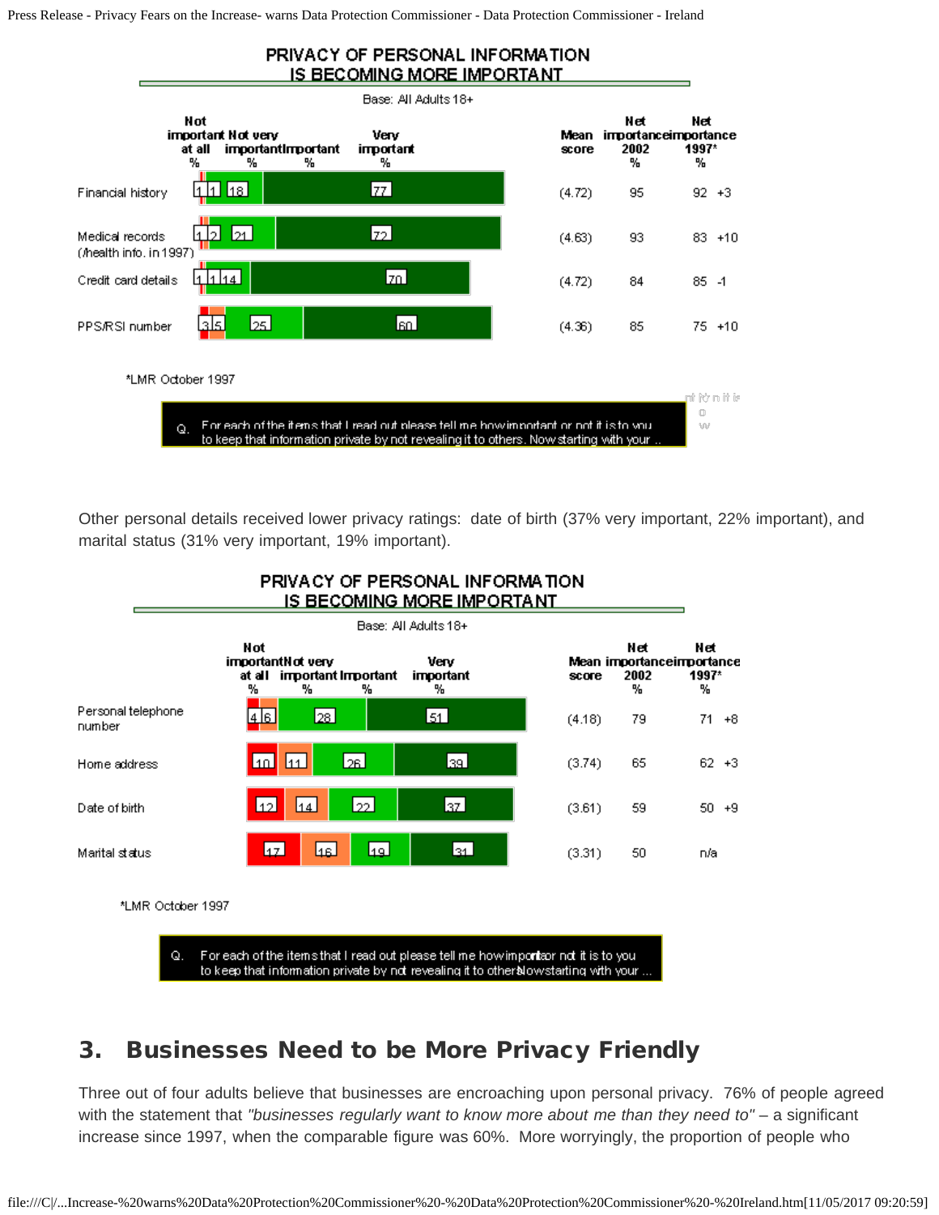## PRIVACY OF PERSONAL INFORMATION IS BECOMING MORE IMPORTANT

Base: All Adults 18+

| | Not important at all % | Not very important % | Important % | Very important % | Mean score | Net importance 2002 % | Net importance 1997* % | |
|---|---|---|---|---|---|---|---|---|
| Financial history | 1 | 1 | 18 | 77 | (4.72) | 95 | 92 | +3 |
| Medical records (/health info. in 1997) | 1 | 2 | 21 | 72 | (4.63) | 93 | 83 | +10 |
| Credit card details | 1 | 1 | 14 | 70 | (4.72) | 84 | 85 | -1 |
| PPS/RSI number | 3 | 5 | 25 | 60 | (4.36) | 85 | 75 | +10 |

*LMR October 1997

Q. For each of the items that I read out please tell me how important or not it is to you to keep that information private by not revealing it to others. Now starting with your ...

Other personal details received lower privacy ratings: date of birth (37% very important, 22% important), and marital status (31% very important, 19% important).

## PRIVACY OF PERSONAL INFORMATION IS BECOMING MORE IMPORTANT

Base: All Adults 18+

| | Not important at all % | Not very important % | Important % | Very important % | Mean score | Net importance 2002 % | Net importance 1997* % | |
|---|---|---|---|---|---|---|---|---|
| Personal telephone number | 4 | 6 | 28 | 51 | (4.18) | 79 | 71 | +8 |
| Home address | 10 | 11 | 26 | 39 | (3.74) | 65 | 62 | +3 |
| Date of birth | 12 | 14 | 22 | 37 | (3.61) | 59 | 50 | +9 |
| Marital status | 17 | 16 | 19 | 31 | (3.31) | 50 | n/a | |

*LMR October 1997

Q. For each of the items that I read out please tell me how important or not it is to you to keep that information private by not revealing it to others. Now starting with your ...

## 3. Businesses Need to be More Privacy Friendly

Three out of four adults believe that businesses are encroaching upon personal privacy. 76% of people agreed with the statement that *"businesses regularly want to know more about me than they need to"* – a significant increase since 1997, when the comparable figure was 60%. More worryingly, the proportion of people who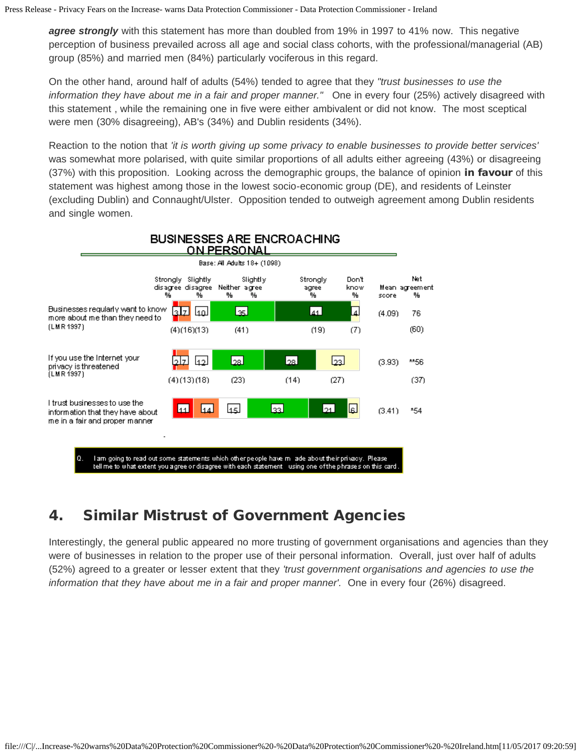***agree strongly*** with this statement has more than doubled from 19% in 1997 to 41% now. This negative perception of business prevailed across all age and social class cohorts, with the professional/managerial (AB) group (85%) and married men (84%) particularly vociferous in this regard.

On the other hand, around half of adults (54%) tended to agree that they *"trust businesses to use the information they have about me in a fair and proper manner."* One in every four (25%) actively disagreed with this statement , while the remaining one in five were either ambivalent or did not know. The most sceptical were men (30% disagreeing), AB's (34%) and Dublin residents (34%).

Reaction to the notion that *'it is worth giving up some privacy to enable businesses to provide better services'* was somewhat more polarised, with quite similar proportions of all adults either agreeing (43%) or disagreeing (37%) with this proposition. Looking across the demographic groups, the balance of opinion **in favour** of this statement was highest among those in the lowest socio-economic group (DE), and residents of Leinster (excluding Dublin) and Connaught/Ulster. Opposition tended to outweigh agreement among Dublin residents and single women.

**BUSINESSES ARE ENCROACHING ON PERSONAL**

Base: All Adults 18+ (1098)

| | Strongly disagree % | Slightly disagree % | Neither % | Slightly agree % | Strongly agree % | Don't know % | Mean score | Net agreement % |
|---|---|---|---|---|---|---|---|---|
| Businesses regularly want to know more about me than they need to | 3 | 7 | 10 | 35 | 41 | 4 | (4.09) | 76 |
| (LMR 1997) | (4) | (16) | (13) | (41) | (19) | (7) | | (60) |
| If you use the Internet your privacy is threatened | 2 | 7 | 12 | 28 | 28 | 23 | (3.93) | **56 |
| (LMR 1997) | (4) | (13) | (18) | (23) | (14) | (27) | | (37) |
| I trust businesses to use the information that they have about me in a fair and proper manner | 11 | 14 | 15 | 33 | 21 | 6 | (3.41) | *54 |

Q. I am going to read out some statements which other people have made about their privacy. Please tell me to what extent you agree or disagree with each statement using one of the phrases on this card.

## 4. Similar Mistrust of Government Agencies

Interestingly, the general public appeared no more trusting of government organisations and agencies than they were of businesses in relation to the proper use of their personal information. Overall, just over half of adults (52%) agreed to a greater or lesser extent that they *'trust government organisations and agencies to use the information that they have about me in a fair and proper manner'*. One in every four (26%) disagreed.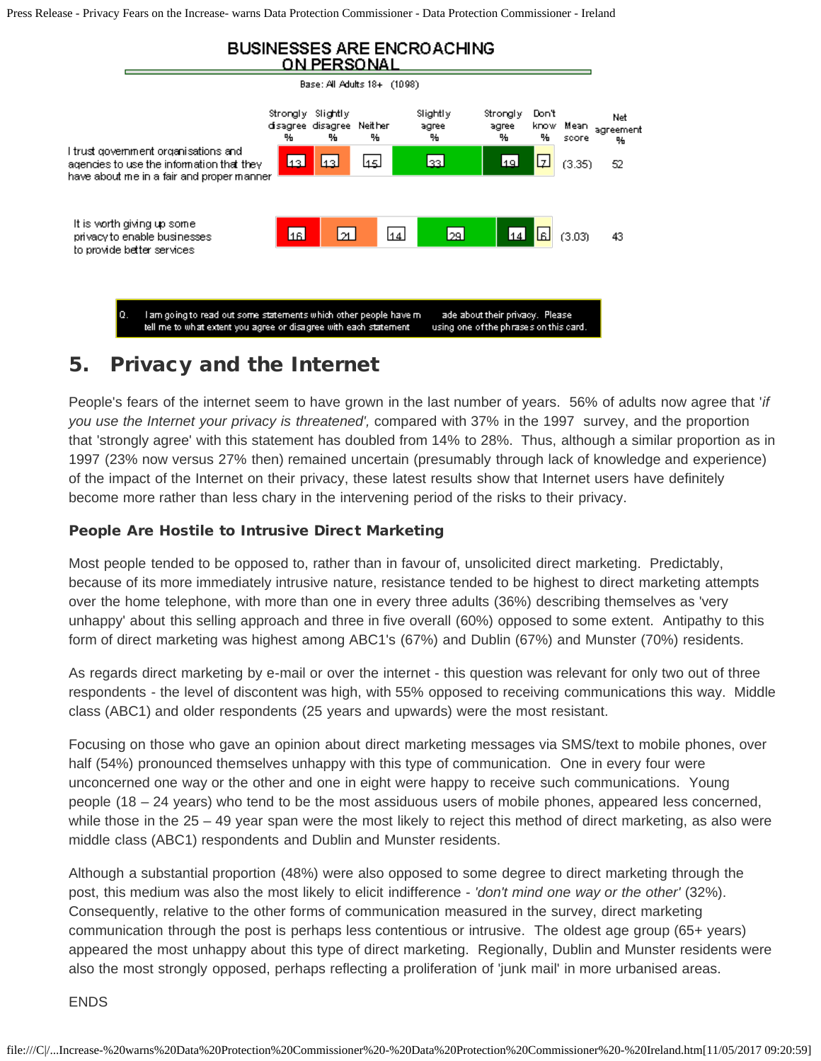## BUSINESSES ARE ENCROACHING ON PERSONAL

Base: All Adults 18+ (1098)

| | Strongly disagree % | Slightly disagree % | Neither % | Slightly agree % | Strongly agree % | Don't know % | Mean score | Net agreement % |
|---|---|---|---|---|---|---|---|---|
| I trust government organisations and agencies to use the information that they have about me in a fair and proper manner | 13 | 13 | 15 | 33 | 19 | 7 | (3.35) | 52 |
| It is worth giving up some privacy to enable businesses to provide better services | 16 | 21 | 14 | 29 | 14 | 6 | (3.03) | 43 |

Q. I am going to read out some statements which other people have made about their privacy. Please tell me to what extent you agree or disagree with each statement using one of the phrases on this card.

## 5. Privacy and the Internet

People's fears of the internet seem to have grown in the last number of years. 56% of adults now agree that '*if you use the Internet your privacy is threatened',* compared with 37% in the 1997 survey, and the proportion that 'strongly agree' with this statement has doubled from 14% to 28%. Thus, although a similar proportion as in 1997 (23% now versus 27% then) remained uncertain (presumably through lack of knowledge and experience) of the impact of the Internet on their privacy, these latest results show that Internet users have definitely become more rather than less chary in the intervening period of the risks to their privacy.

### People Are Hostile to Intrusive Direct Marketing

Most people tended to be opposed to, rather than in favour of, unsolicited direct marketing. Predictably, because of its more immediately intrusive nature, resistance tended to be highest to direct marketing attempts over the home telephone, with more than one in every three adults (36%) describing themselves as 'very unhappy' about this selling approach and three in five overall (60%) opposed to some extent. Antipathy to this form of direct marketing was highest among ABC1's (67%) and Dublin (67%) and Munster (70%) residents.

As regards direct marketing by e-mail or over the internet - this question was relevant for only two out of three respondents - the level of discontent was high, with 55% opposed to receiving communications this way. Middle class (ABC1) and older respondents (25 years and upwards) were the most resistant.

Focusing on those who gave an opinion about direct marketing messages via SMS/text to mobile phones, over half (54%) pronounced themselves unhappy with this type of communication. One in every four were unconcerned one way or the other and one in eight were happy to receive such communications. Young people (18 – 24 years) who tend to be the most assiduous users of mobile phones, appeared less concerned, while those in the 25 – 49 year span were the most likely to reject this method of direct marketing, as also were middle class (ABC1) respondents and Dublin and Munster residents.

Although a substantial proportion (48%) were also opposed to some degree to direct marketing through the post, this medium was also the most likely to elicit indifference - *'don't mind one way or the other'* (32%). Consequently, relative to the other forms of communication measured in the survey, direct marketing communication through the post is perhaps less contentious or intrusive. The oldest age group (65+ years) appeared the most unhappy about this type of direct marketing. Regionally, Dublin and Munster residents were also the most strongly opposed, perhaps reflecting a proliferation of 'junk mail' in more urbanised areas.

ENDS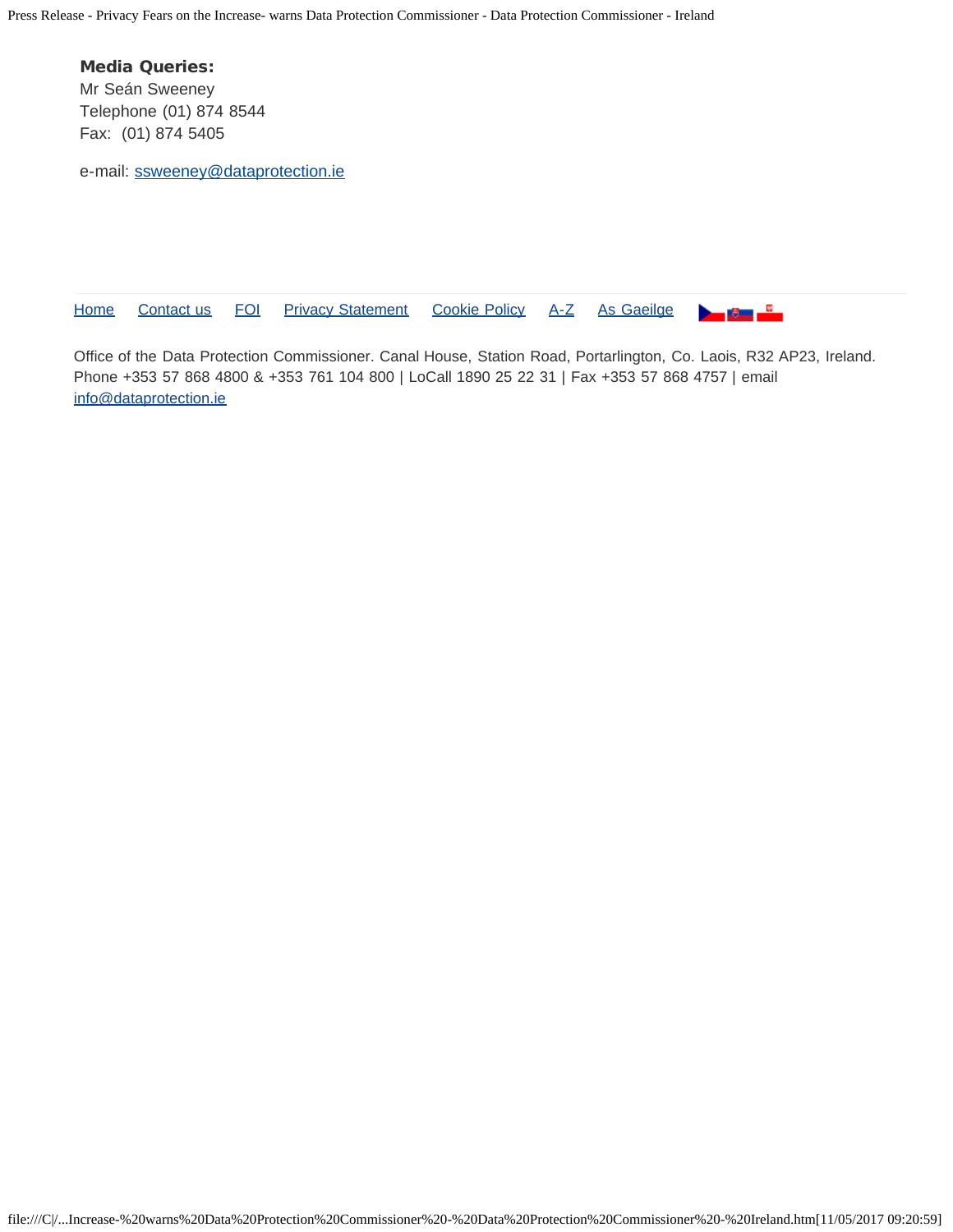**Media Queries:**
Mr Seán Sweeney
Telephone (01) 874 8544
Fax: (01) 874 5405

e-mail: ssweeney@dataprotection.ie

Home Contact us FOI Privacy Statement Cookie Policy A-Z As Gaeilge

Office of the Data Protection Commissioner. Canal House, Station Road, Portarlington, Co. Laois, R32 AP23, Ireland. Phone +353 57 868 4800 & +353 761 104 800 | LoCall 1890 25 22 31 | Fax +353 57 868 4757 | email info@dataprotection.ie